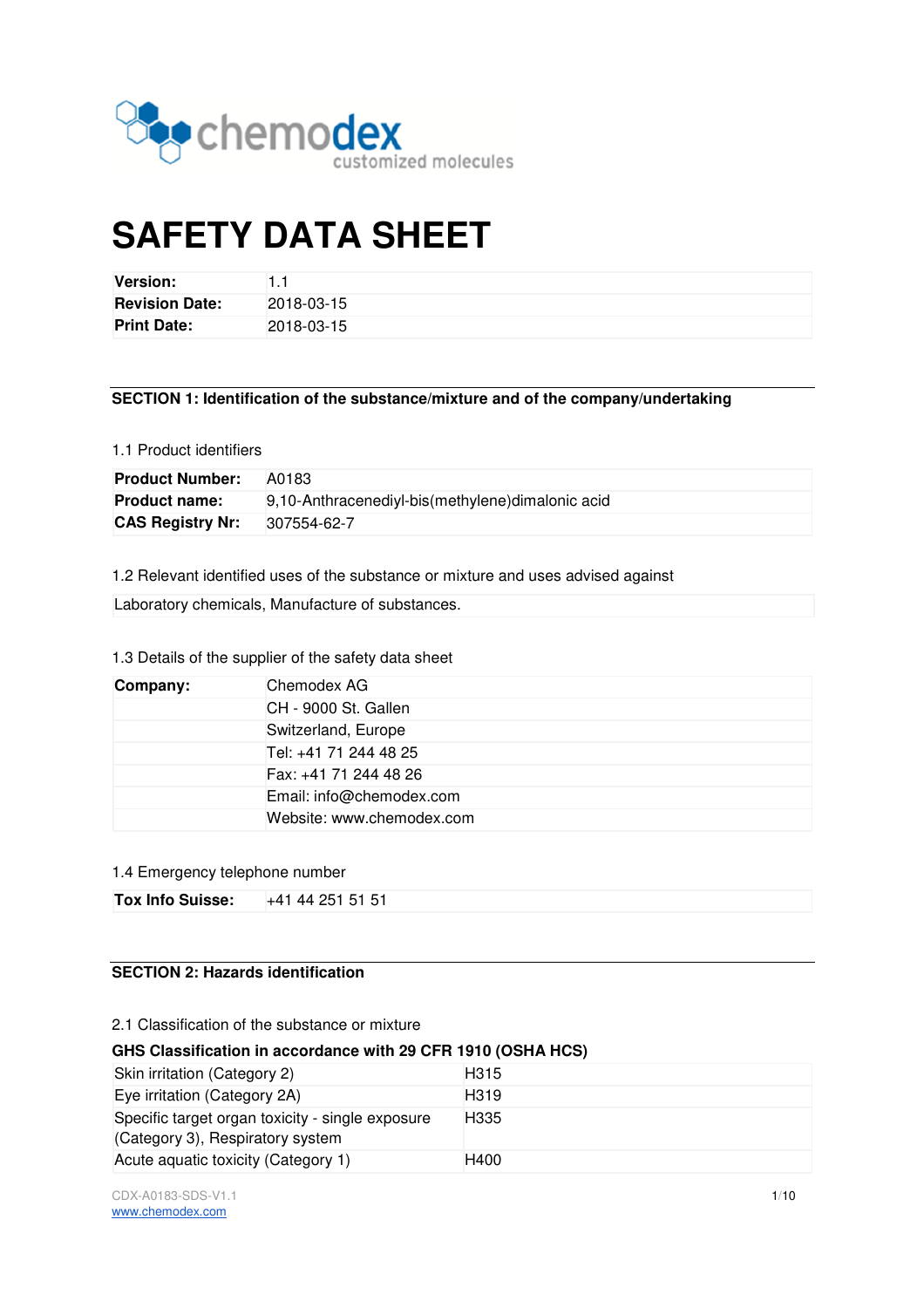chemodex
customized molecules

# SAFETY DATA SHEET

| | |
|---|---|
| **Version:** | 1.1 |
| **Revision Date:** | 2018-03-15 |
| **Print Date:** | 2018-03-15 |

## SECTION 1: Identification of the substance/mixture and of the company/undertaking

### 1.1 Product identifiers

| | |
|---|---|
| **Product Number:** | A0183 |
| **Product name:** | 9,10-Anthracenediyl-bis(methylene)dimalonic acid |
| **CAS Registry Nr:** | 307554-62-7 |

### 1.2 Relevant identified uses of the substance or mixture and uses advised against

Laboratory chemicals, Manufacture of substances.

### 1.3 Details of the supplier of the safety data sheet

| | |
|---|---|
| **Company:** | Chemodex AG |
| | CH - 9000 St. Gallen |
| | Switzerland, Europe |
| | Tel: +41 71 244 48 25 |
| | Fax: +41 71 244 48 26 |
| | Email: info@chemodex.com |
| | Website: www.chemodex.com |

### 1.4 Emergency telephone number

| | |
|---|---|
| **Tox Info Suisse:** | +41 44 251 51 51 |

## SECTION 2: Hazards identification

### 2.1 Classification of the substance or mixture

**GHS Classification in accordance with 29 CFR 1910 (OSHA HCS)**

| | |
|---|---|
| Skin irritation (Category 2) | H315 |
| Eye irritation (Category 2A) | H319 |
| Specific target organ toxicity - single exposure (Category 3), Respiratory system | H335 |
| Acute aquatic toxicity (Category 1) | H400 |

CDX-A0183-SDS-V1.1
www.chemodex.com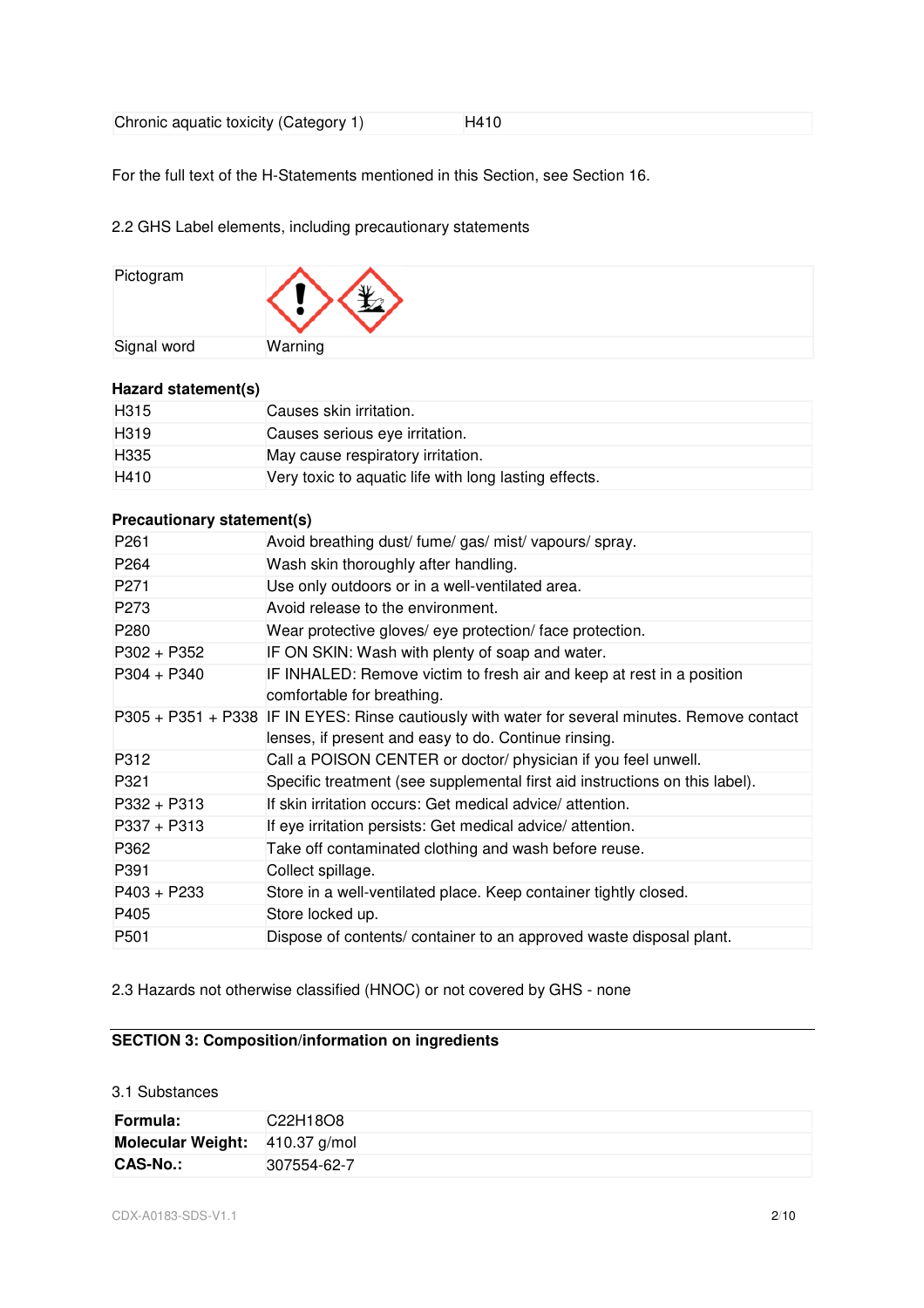| Chronic aquatic toxicity (Category 1) | H410 |
|---|---|

For the full text of the H-Statements mentioned in this Section, see Section 16.

2.2 GHS Label elements, including precautionary statements

| Pictogram | |
|---|---|
| Signal word | Warning |

**Hazard statement(s)**

| | |
|---|---|
| H315 | Causes skin irritation. |
| H319 | Causes serious eye irritation. |
| H335 | May cause respiratory irritation. |
| H410 | Very toxic to aquatic life with long lasting effects. |

**Precautionary statement(s)**

| | |
|---|---|
| P261 | Avoid breathing dust/ fume/ gas/ mist/ vapours/ spray. |
| P264 | Wash skin thoroughly after handling. |
| P271 | Use only outdoors or in a well-ventilated area. |
| P273 | Avoid release to the environment. |
| P280 | Wear protective gloves/ eye protection/ face protection. |
| P302 + P352 | IF ON SKIN: Wash with plenty of soap and water. |
| P304 + P340 | IF INHALED: Remove victim to fresh air and keep at rest in a position comfortable for breathing. |
| P305 + P351 + P338 | IF IN EYES: Rinse cautiously with water for several minutes. Remove contact lenses, if present and easy to do. Continue rinsing. |
| P312 | Call a POISON CENTER or doctor/ physician if you feel unwell. |
| P321 | Specific treatment (see supplemental first aid instructions on this label). |
| P332 + P313 | If skin irritation occurs: Get medical advice/ attention. |
| P337 + P313 | If eye irritation persists: Get medical advice/ attention. |
| P362 | Take off contaminated clothing and wash before reuse. |
| P391 | Collect spillage. |
| P403 + P233 | Store in a well-ventilated place. Keep container tightly closed. |
| P405 | Store locked up. |
| P501 | Dispose of contents/ container to an approved waste disposal plant. |

2.3 Hazards not otherwise classified (HNOC) or not covered by GHS - none

## SECTION 3: Composition/information on ingredients

3.1 Substances

| | |
|---|---|
| **Formula:** | $C_{22}H_{18}O_8$ |
| **Molecular Weight:** | 410.37 g/mol |
| **CAS-No.:** | 307554-62-7 |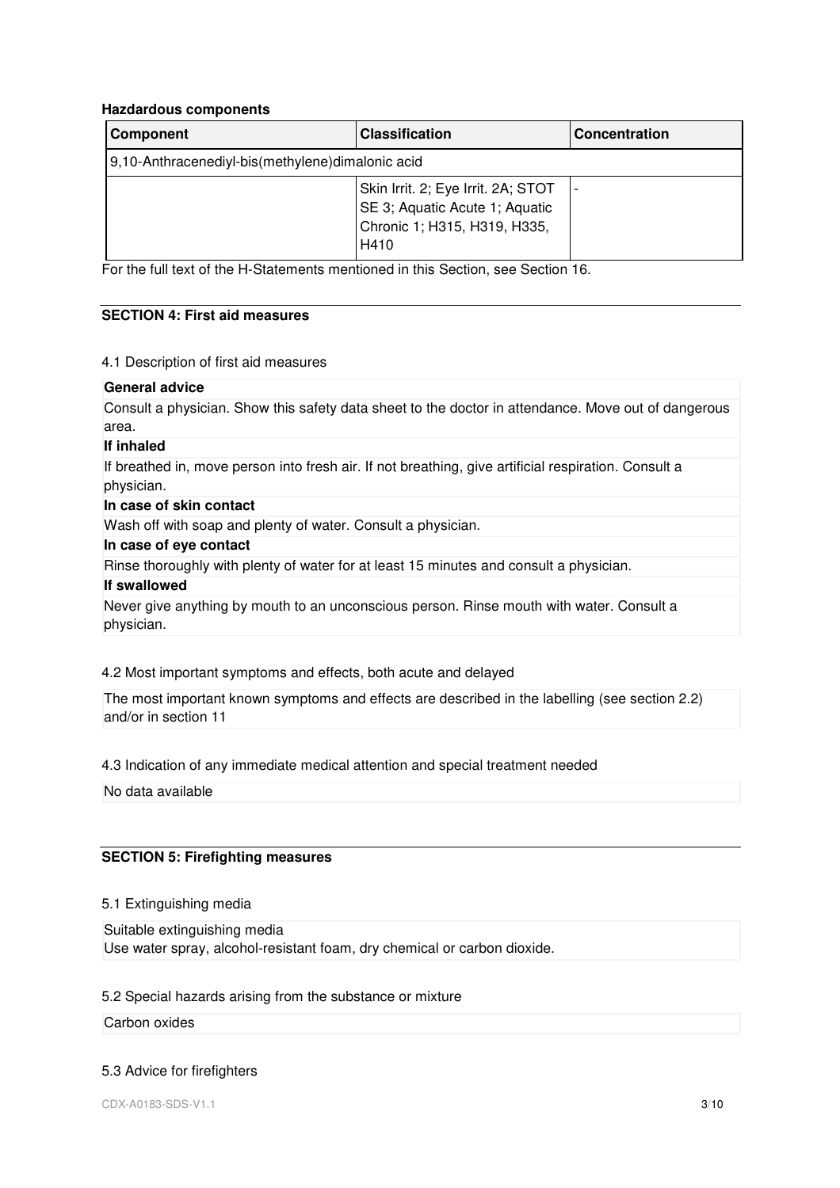**Hazdardous components**

| Component | Classification | Concentration |
| --- | --- | --- |
| 9,10-Anthracenediyl-bis(methylene)dimalonic acid | | |
| | Skin Irrit. 2; Eye Irrit. 2A; STOT SE 3; Aquatic Acute 1; Aquatic Chronic 1; H315, H319, H335, H410 | - |

For the full text of the H-Statements mentioned in this Section, see Section 16.

## SECTION 4: First aid measures

4.1 Description of first aid measures

**General advice**

Consult a physician. Show this safety data sheet to the doctor in attendance. Move out of dangerous area.

**If inhaled**

If breathed in, move person into fresh air. If not breathing, give artificial respiration. Consult a physician.

**In case of skin contact**

Wash off with soap and plenty of water. Consult a physician.

**In case of eye contact**

Rinse thoroughly with plenty of water for at least 15 minutes and consult a physician.

**If swallowed**

Never give anything by mouth to an unconscious person. Rinse mouth with water. Consult a physician.

4.2 Most important symptoms and effects, both acute and delayed

The most important known symptoms and effects are described in the labelling (see section 2.2) and/or in section 11

4.3 Indication of any immediate medical attention and special treatment needed

No data available

## SECTION 5: Firefighting measures

5.1 Extinguishing media

Suitable extinguishing media
Use water spray, alcohol-resistant foam, dry chemical or carbon dioxide.

5.2 Special hazards arising from the substance or mixture

Carbon oxides

5.3 Advice for firefighters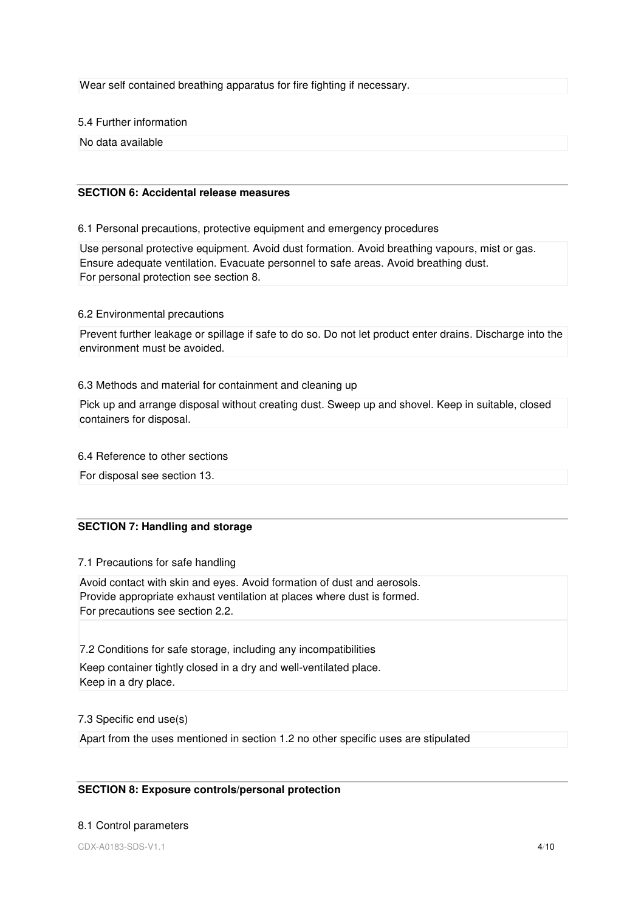Wear self contained breathing apparatus for fire fighting if necessary.

5.4 Further information

No data available

## SECTION 6: Accidental release measures

6.1 Personal precautions, protective equipment and emergency procedures

Use personal protective equipment. Avoid dust formation. Avoid breathing vapours, mist or gas. Ensure adequate ventilation. Evacuate personnel to safe areas. Avoid breathing dust.
For personal protection see section 8.

6.2 Environmental precautions

Prevent further leakage or spillage if safe to do so. Do not let product enter drains. Discharge into the environment must be avoided.

6.3 Methods and material for containment and cleaning up

Pick up and arrange disposal without creating dust. Sweep up and shovel. Keep in suitable, closed containers for disposal.

6.4 Reference to other sections

For disposal see section 13.

## SECTION 7: Handling and storage

7.1 Precautions for safe handling

Avoid contact with skin and eyes. Avoid formation of dust and aerosols.
Provide appropriate exhaust ventilation at places where dust is formed.
For precautions see section 2.2.

7.2 Conditions for safe storage, including any incompatibilities

Keep container tightly closed in a dry and well-ventilated place.
Keep in a dry place.

7.3 Specific end use(s)

Apart from the uses mentioned in section 1.2 no other specific uses are stipulated

## SECTION 8: Exposure controls/personal protection

8.1 Control parameters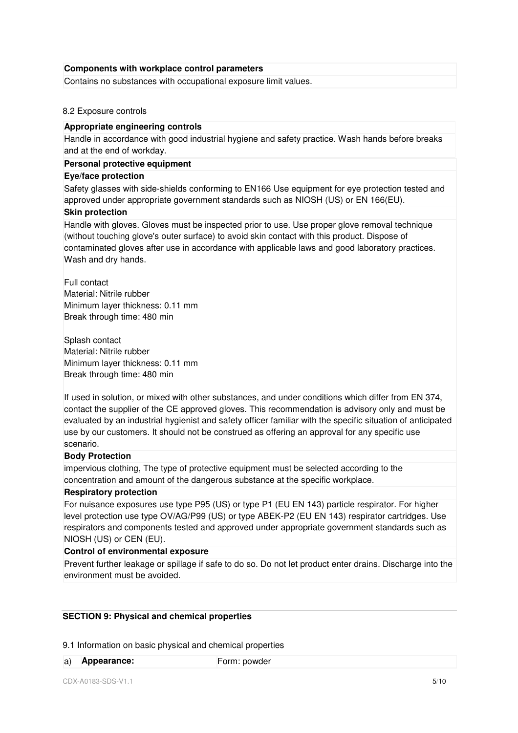**Components with workplace control parameters**

Contains no substances with occupational exposure limit values.

8.2 Exposure controls

**Appropriate engineering controls**

Handle in accordance with good industrial hygiene and safety practice. Wash hands before breaks and at the end of workday.

**Personal protective equipment**

**Eye/face protection**

Safety glasses with side-shields conforming to EN166 Use equipment for eye protection tested and approved under appropriate government standards such as NIOSH (US) or EN 166(EU).

**Skin protection**

Handle with gloves. Gloves must be inspected prior to use. Use proper glove removal technique (without touching glove's outer surface) to avoid skin contact with this product. Dispose of contaminated gloves after use in accordance with applicable laws and good laboratory practices. Wash and dry hands.

Full contact
Material: Nitrile rubber
Minimum layer thickness: 0.11 mm
Break through time: 480 min

Splash contact
Material: Nitrile rubber
Minimum layer thickness: 0.11 mm
Break through time: 480 min

If used in solution, or mixed with other substances, and under conditions which differ from EN 374, contact the supplier of the CE approved gloves. This recommendation is advisory only and must be evaluated by an industrial hygienist and safety officer familiar with the specific situation of anticipated use by our customers. It should not be construed as offering an approval for any specific use scenario.

**Body Protection**

impervious clothing, The type of protective equipment must be selected according to the concentration and amount of the dangerous substance at the specific workplace.

**Respiratory protection**

For nuisance exposures use type P95 (US) or type P1 (EU EN 143) particle respirator. For higher level protection use type OV/AG/P99 (US) or type ABEK-P2 (EU EN 143) respirator cartridges. Use respirators and components tested and approved under appropriate government standards such as NIOSH (US) or CEN (EU).

**Control of environmental exposure**

Prevent further leakage or spillage if safe to do so. Do not let product enter drains. Discharge into the environment must be avoided.

## SECTION 9: Physical and chemical properties

9.1 Information on basic physical and chemical properties

| a) | **Appearance:** | Form: powder |
|---|---|---|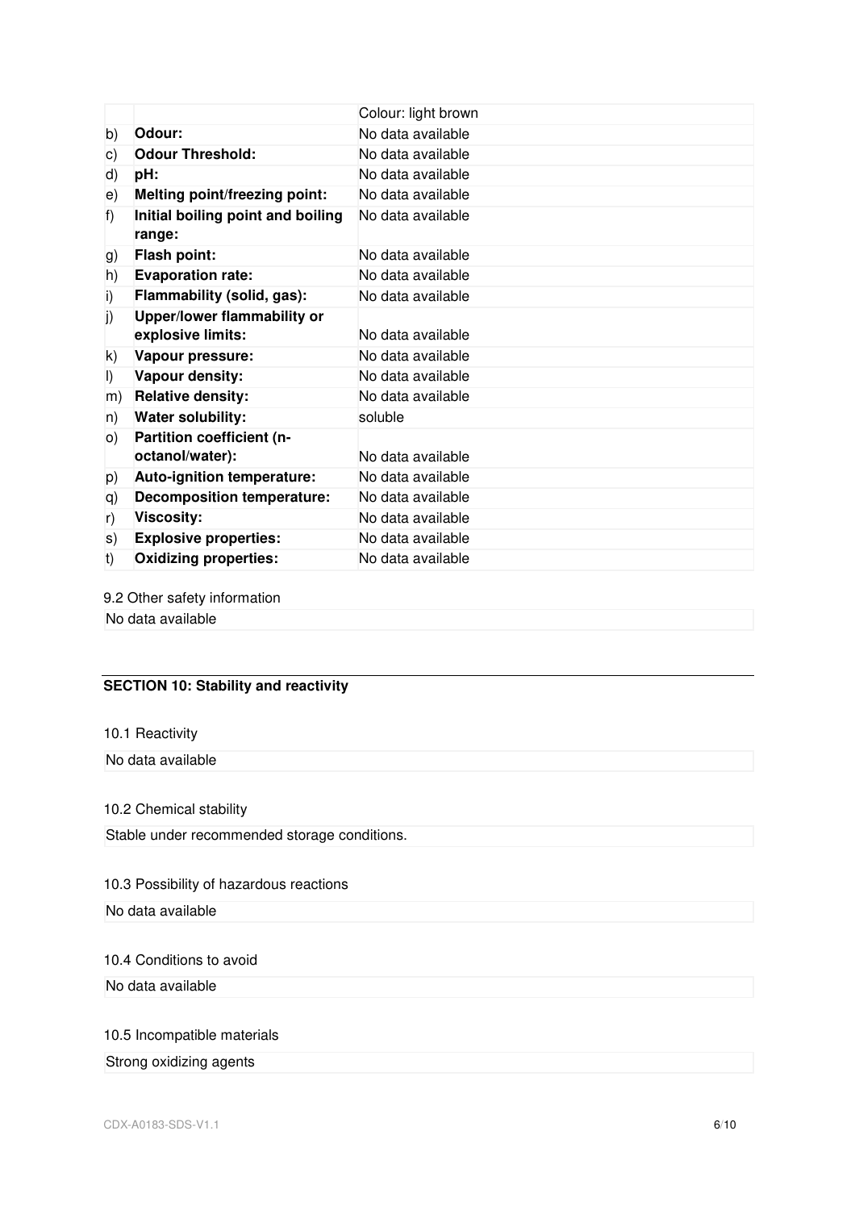| | | Colour: light brown |
|---|---|---|
| b) | **Odour:** | No data available |
| c) | **Odour Threshold:** | No data available |
| d) | **pH:** | No data available |
| e) | **Melting point/freezing point:** | No data available |
| f) | **Initial boiling point and boiling range:** | No data available |
| g) | **Flash point:** | No data available |
| h) | **Evaporation rate:** | No data available |
| i) | **Flammability (solid, gas):** | No data available |
| j) | **Upper/lower flammability or explosive limits:** | No data available |
| k) | **Vapour pressure:** | No data available |
| l) | **Vapour density:** | No data available |
| m) | **Relative density:** | No data available |
| n) | **Water solubility:** | soluble |
| o) | **Partition coefficient (n-octanol/water):** | No data available |
| p) | **Auto-ignition temperature:** | No data available |
| q) | **Decomposition temperature:** | No data available |
| r) | **Viscosity:** | No data available |
| s) | **Explosive properties:** | No data available |
| t) | **Oxidizing properties:** | No data available |

9.2 Other safety information

No data available

## SECTION 10: Stability and reactivity

10.1 Reactivity

No data available

10.2 Chemical stability

Stable under recommended storage conditions.

10.3 Possibility of hazardous reactions

No data available

10.4 Conditions to avoid

No data available

10.5 Incompatible materials

Strong oxidizing agents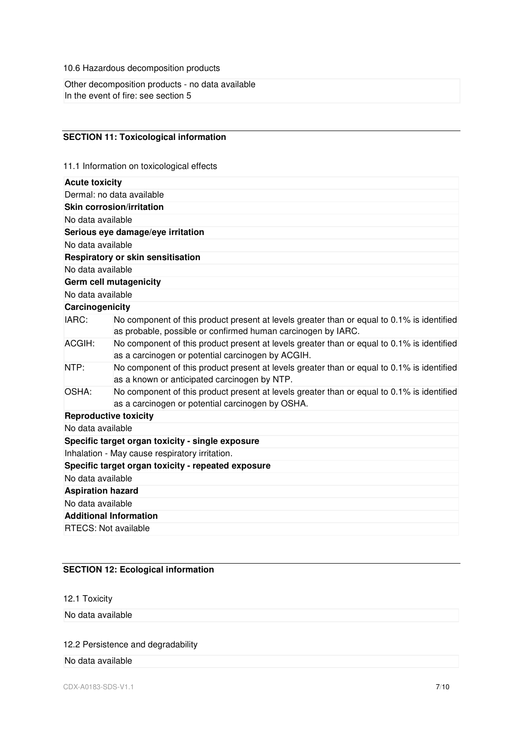10.6 Hazardous decomposition products

Other decomposition products - no data available
In the event of fire: see section 5

## SECTION 11: Toxicological information

11.1 Information on toxicological effects

**Acute toxicity**

Dermal: no data available

**Skin corrosion/irritation**

No data available

**Serious eye damage/eye irritation**

No data available

**Respiratory or skin sensitisation**

No data available

**Germ cell mutagenicity**

No data available

**Carcinogenicity**

| | |
|---|---|
| IARC: | No component of this product present at levels greater than or equal to 0.1% is identified as probable, possible or confirmed human carcinogen by IARC. |
| ACGIH: | No component of this product present at levels greater than or equal to 0.1% is identified as a carcinogen or potential carcinogen by ACGIH. |
| NTP: | No component of this product present at levels greater than or equal to 0.1% is identified as a known or anticipated carcinogen by NTP. |
| OSHA: | No component of this product present at levels greater than or equal to 0.1% is identified as a carcinogen or potential carcinogen by OSHA. |

**Reproductive toxicity**

No data available

**Specific target organ toxicity - single exposure**

Inhalation - May cause respiratory irritation.

**Specific target organ toxicity - repeated exposure**

No data available

**Aspiration hazard**

No data available

**Additional Information**

RTECS: Not available

## SECTION 12: Ecological information

12.1 Toxicity

No data available

12.2 Persistence and degradability

No data available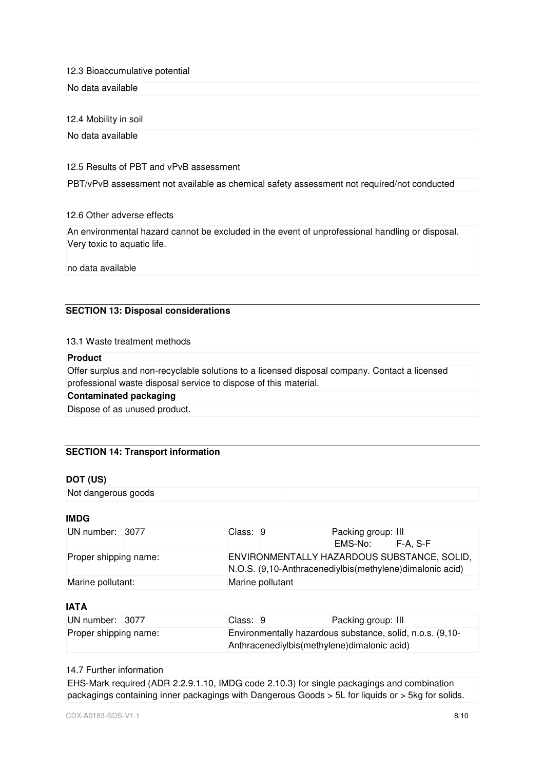12.3 Bioaccumulative potential

No data available

12.4 Mobility in soil

No data available

12.5 Results of PBT and vPvB assessment

PBT/vPvB assessment not available as chemical safety assessment not required/not conducted

12.6 Other adverse effects

An environmental hazard cannot be excluded in the event of unprofessional handling or disposal.
Very toxic to aquatic life.

no data available

## SECTION 13: Disposal considerations

13.1 Waste treatment methods

**Product**

Offer surplus and non-recyclable solutions to a licensed disposal company. Contact a licensed professional waste disposal service to dispose of this material.

**Contaminated packaging**

Dispose of as unused product.

## SECTION 14: Transport information

**DOT (US)**

Not dangerous goods

**IMDG**

| UN number: | 3077 | Class: | 9 | Packing group: III<br>EMS-No: F-A, S-F |
|---|---|---|---|---|
| Proper shipping name: | | ENVIRONMENTALLY HAZARDOUS SUBSTANCE, SOLID, N.O.S. (9,10-Anthracenediylbis(methylene)dimalonic acid) | | |
| Marine pollutant: | | Marine pollutant | | |

**IATA**

| UN number: | 3077 | Class: | 9 | Packing group: III |
|---|---|---|---|---|
| Proper shipping name: | | Environmentally hazardous substance, solid, n.o.s. (9,10-Anthracenediylbis(methylene)dimalonic acid) | | |

14.7 Further information

EHS-Mark required (ADR 2.2.9.1.10, IMDG code 2.10.3) for single packagings and combination packagings containing inner packagings with Dangerous Goods > 5L for liquids or > 5kg for solids.

CDX-A0183-SDS-V1.1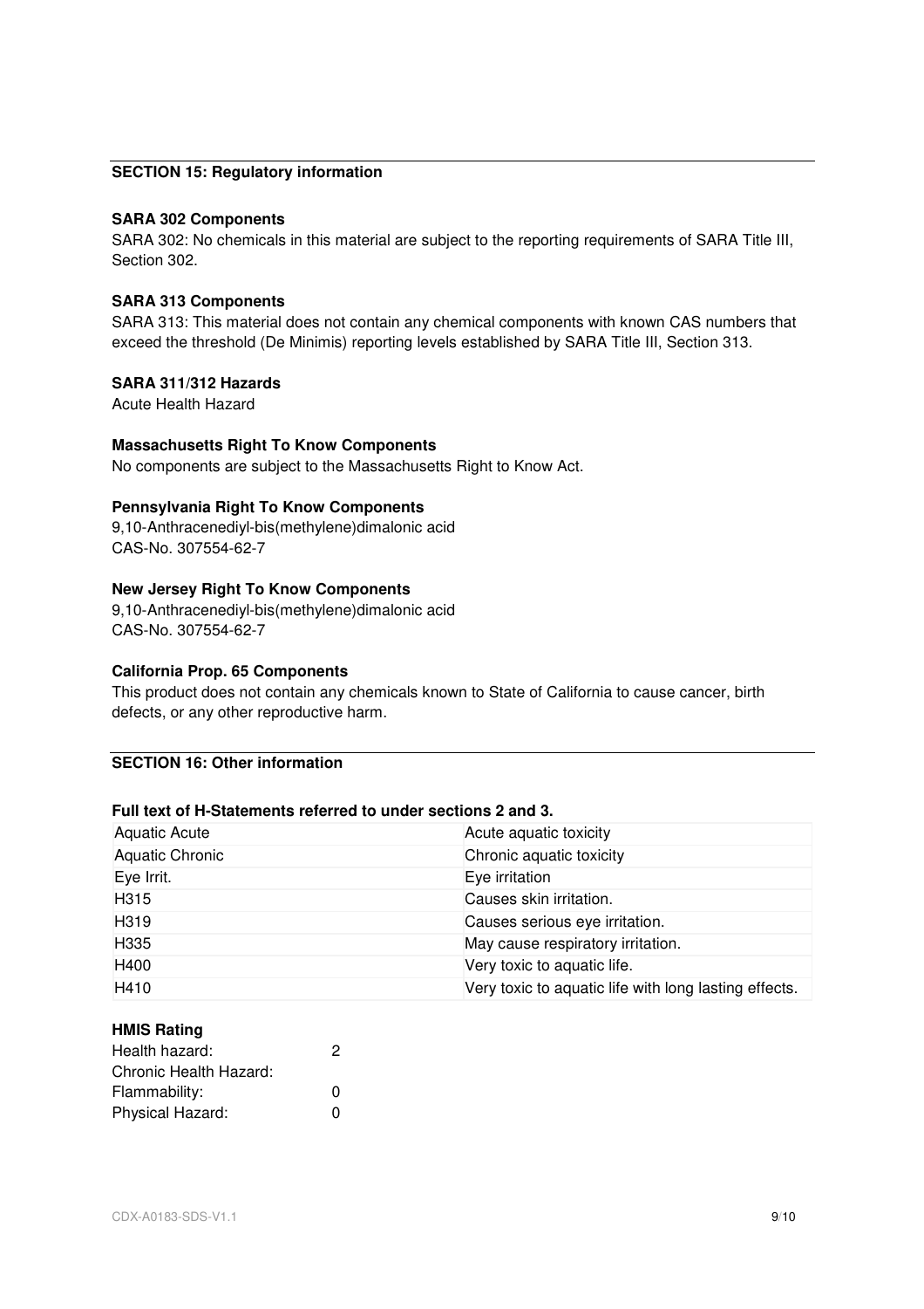## SECTION 15: Regulatory information

**SARA 302 Components**

SARA 302: No chemicals in this material are subject to the reporting requirements of SARA Title III, Section 302.

**SARA 313 Components**

SARA 313: This material does not contain any chemical components with known CAS numbers that exceed the threshold (De Minimis) reporting levels established by SARA Title III, Section 313.

**SARA 311/312 Hazards**

Acute Health Hazard

**Massachusetts Right To Know Components**

No components are subject to the Massachusetts Right to Know Act.

**Pennsylvania Right To Know Components**

9,10-Anthracenediyl-bis(methylene)dimalonic acid
CAS-No. 307554-62-7

**New Jersey Right To Know Components**

9,10-Anthracenediyl-bis(methylene)dimalonic acid
CAS-No. 307554-62-7

**California Prop. 65 Components**

This product does not contain any chemicals known to State of California to cause cancer, birth defects, or any other reproductive harm.

## SECTION 16: Other information

**Full text of H-Statements referred to under sections 2 and 3.**

| | |
|---|---|
| Aquatic Acute | Acute aquatic toxicity |
| Aquatic Chronic | Chronic aquatic toxicity |
| Eye Irrit. | Eye irritation |
| H315 | Causes skin irritation. |
| H319 | Causes serious eye irritation. |
| H335 | May cause respiratory irritation. |
| H400 | Very toxic to aquatic life. |
| H410 | Very toxic to aquatic life with long lasting effects. |

**HMIS Rating**

| | |
|---|---|
| Health hazard: | 2 |
| Chronic Health Hazard: | |
| Flammability: | 0 |
| Physical Hazard: | 0 |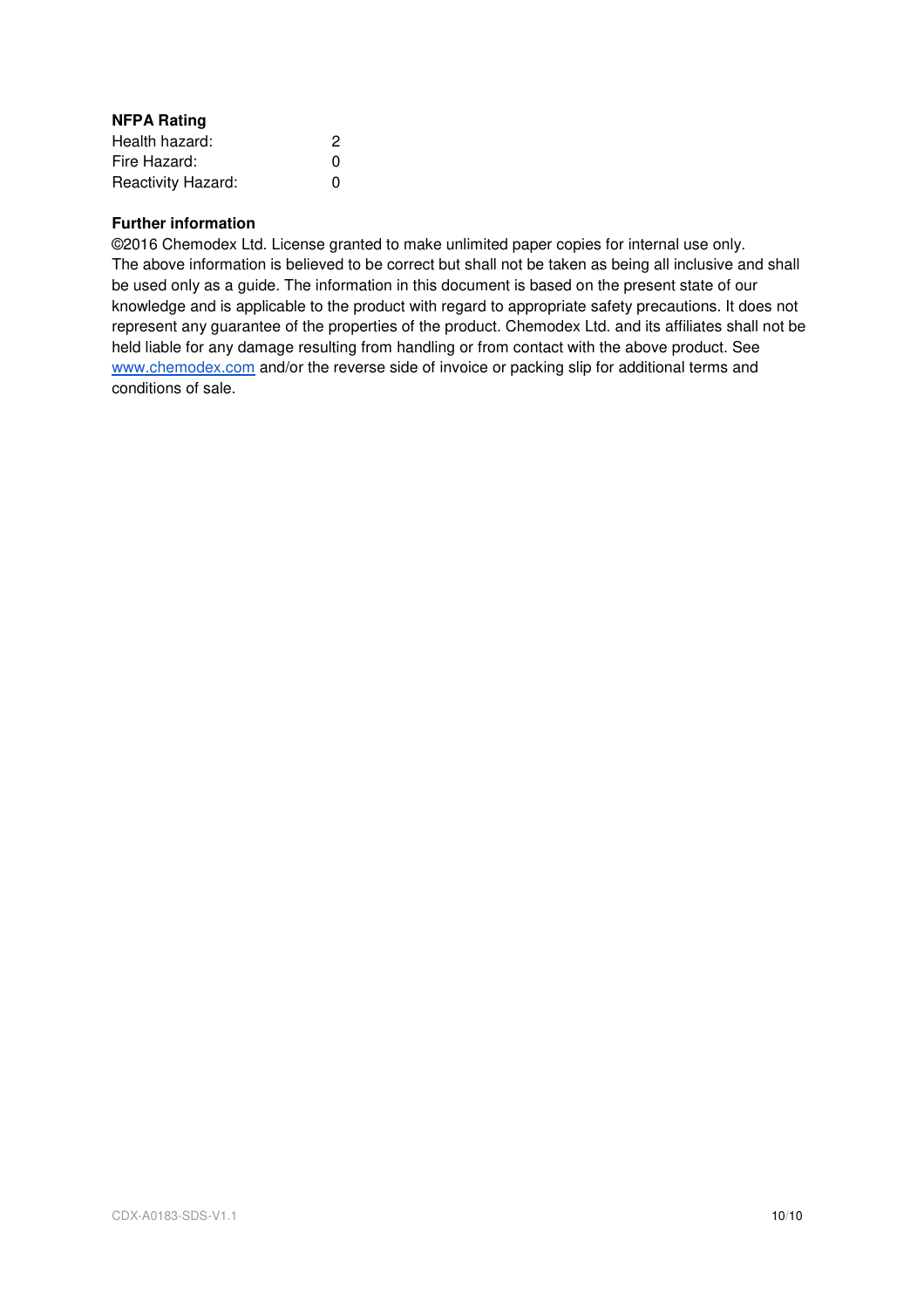**NFPA Rating**

| | |
|---|---|
| Health hazard: | 2 |
| Fire Hazard: | 0 |
| Reactivity Hazard: | 0 |

**Further information**

©2016 Chemodex Ltd. License granted to make unlimited paper copies for internal use only.
The above information is believed to be correct but shall not be taken as being all inclusive and shall be used only as a guide. The information in this document is based on the present state of our knowledge and is applicable to the product with regard to appropriate safety precautions. It does not represent any guarantee of the properties of the product. Chemodex Ltd. and its affiliates shall not be held liable for any damage resulting from handling or from contact with the above product. See www.chemodex.com and/or the reverse side of invoice or packing slip for additional terms and conditions of sale.